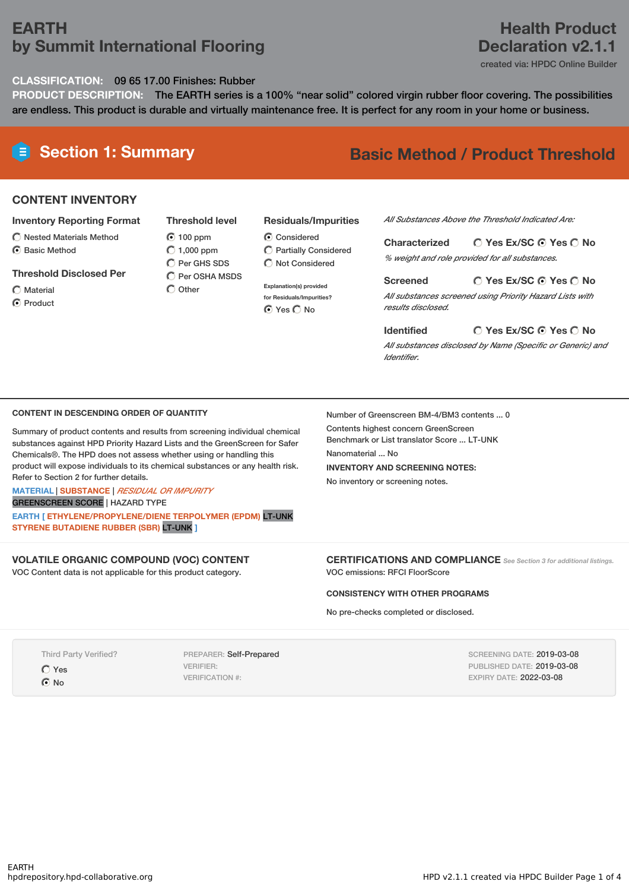# EARTH
## by Summit International Flooring

**Health Product Declaration v2.1.1**
created via: HPDC Online Builder

**CLASSIFICATION:** 09 65 17.00 Finishes: Rubber

**PRODUCT DESCRIPTION:** The EARTH series is a 100% “near solid” colored virgin rubber floor covering. The possibilities are endless. This product is durable and virtually maintenance free. It is perfect for any room in your home or business.

## Section 1: Summary

**Basic Method / Product Threshold**

### CONTENT INVENTORY

**Inventory Reporting Format**
- ○ Nested Materials Method
- ⦿ Basic Method

**Threshold Disclosed Per**
- ○ Material
- ⦿ Product

**Threshold level**
- ⦿ 100 ppm
- ○ 1,000 ppm
- ○ Per GHS SDS
- ○ Per OSHA MSDS
- ○ Other

**Residuals/Impurities**
- ⦿ Considered
- ○ Partially Considered
- ○ Not Considered

Explanation(s) provided for Residuals/Impurities?
⦿ Yes ○ No

*All Substances Above the Threshold Indicated Are:*

**Characterized** ○ Yes Ex/SC ⦿ Yes ○ No
*% weight and role provided for all substances.*

**Screened** ○ Yes Ex/SC ⦿ Yes ○ No
*All substances screened using Priority Hazard Lists with results disclosed.*

**Identified** ○ Yes Ex/SC ⦿ Yes ○ No
*All substances disclosed by Name (Specific or Generic) and Identifier.*

### CONTENT IN DESCENDING ORDER OF QUANTITY

Summary of product contents and results from screening individual chemical substances against HPD Priority Hazard Lists and the GreenScreen for Safer Chemicals®. The HPD does not assess whether using or handling this product will expose individuals to its chemical substances or any health risk. Refer to Section 2 for further details.

MATERIAL | SUBSTANCE | *RESIDUAL OR IMPURITY*
GREENSCREEN SCORE | HAZARD TYPE

EARTH [ ETHYLENE/PROPYLENE/DIENE TERPOLYMER (EPDM) LT-UNK
STYRENE BUTADIENE RUBBER (SBR) LT-UNK ]

Number of Greenscreen BM-4/BM3 contents ... 0

Contents highest concern GreenScreen Benchmark or List translator Score ... LT-UNK

Nanomaterial ... No

**INVENTORY AND SCREENING NOTES:**

No inventory or screening notes.

### VOLATILE ORGANIC COMPOUND (VOC) CONTENT

VOC Content data is not applicable for this product category.

### CERTIFICATIONS AND COMPLIANCE

*See Section 3 for additional listings.*

VOC emissions: RFCI FloorScore

**CONSISTENCY WITH OTHER PROGRAMS**

No pre-checks completed or disclosed.

Third Party Verified?
- ○ Yes
- ⦿ No

PREPARER: Self-Prepared
VERIFIER:
VERIFICATION #:

SCREENING DATE: 2019-03-08
PUBLISHED DATE: 2019-03-08
EXPIRY DATE: 2022-03-08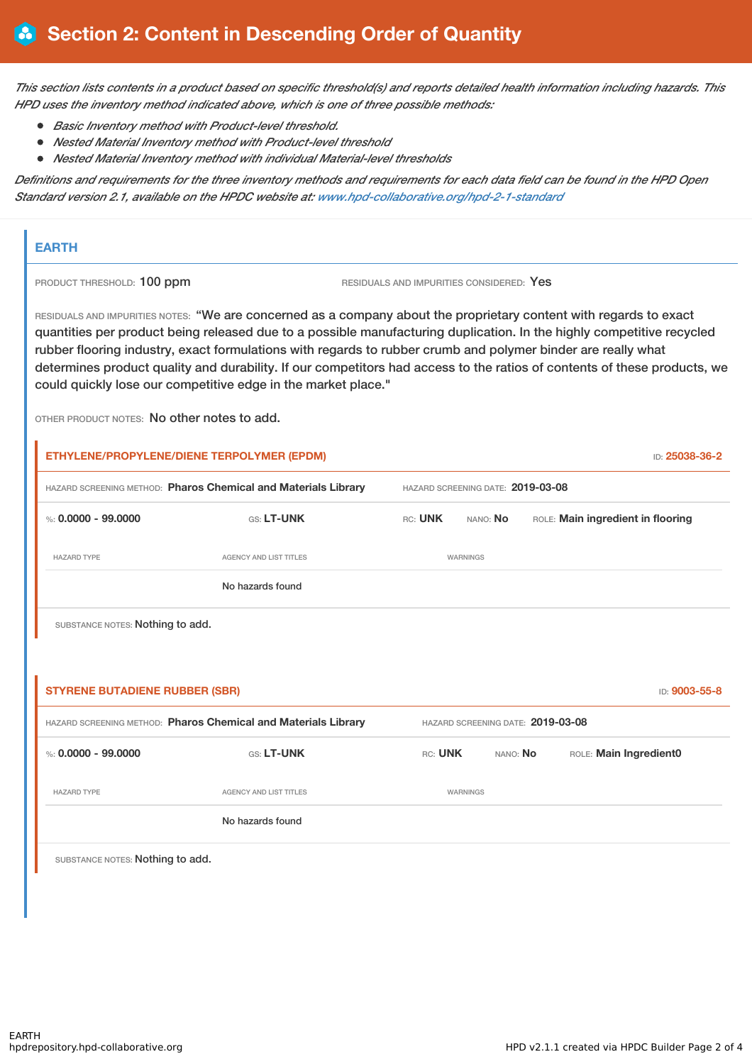# Section 2: Content in Descending Order of Quantity

*This section lists contents in a product based on specific threshold(s) and reports detailed health information including hazards. This HPD uses the inventory method indicated above, which is one of three possible methods:*

- *Basic Inventory method with Product-level threshold.*
- *Nested Material Inventory method with Product-level threshold*
- *Nested Material Inventory method with individual Material-level thresholds*

*Definitions and requirements for the three inventory methods and requirements for each data field can be found in the HPD Open Standard version 2.1, available on the HPDC website at: www.hpd-collaborative.org/hpd-2-1-standard*

## EARTH

PRODUCT THRESHOLD: 100 ppm

RESIDUALS AND IMPURITIES CONSIDERED: Yes

RESIDUALS AND IMPURITIES NOTES: "We are concerned as a company about the proprietary content with regards to exact quantities per product being released due to a possible manufacturing duplication. In the highly competitive recycled rubber flooring industry, exact formulations with regards to rubber crumb and polymer binder are really what determines product quality and durability. If our competitors had access to the ratios of contents of these products, we could quickly lose our competitive edge in the market place."

OTHER PRODUCT NOTES: No other notes to add.

### ETHYLENE/PROPYLENE/DIENE TERPOLYMER (EPDM)

ID: 25038-36-2

HAZARD SCREENING METHOD: **Pharos Chemical and Materials Library**

HAZARD SCREENING DATE: **2019-03-08**

%: **0.0000 - 99.0000** GS: **LT-UNK** RC: **UNK** NANO: **No** ROLE: **Main ingredient in flooring**

| HAZARD TYPE | AGENCY AND LIST TITLES | WARNINGS |
|---|---|---|
| | No hazards found | |

SUBSTANCE NOTES: Nothing to add.

### STYRENE BUTADIENE RUBBER (SBR)

ID: 9003-55-8

HAZARD SCREENING METHOD: **Pharos Chemical and Materials Library**

HAZARD SCREENING DATE: **2019-03-08**

%: **0.0000 - 99.0000** GS: **LT-UNK** RC: **UNK** NANO: **No** ROLE: **Main Ingredient0**

| HAZARD TYPE | AGENCY AND LIST TITLES | WARNINGS |
|---|---|---|
| | No hazards found | |

SUBSTANCE NOTES: Nothing to add.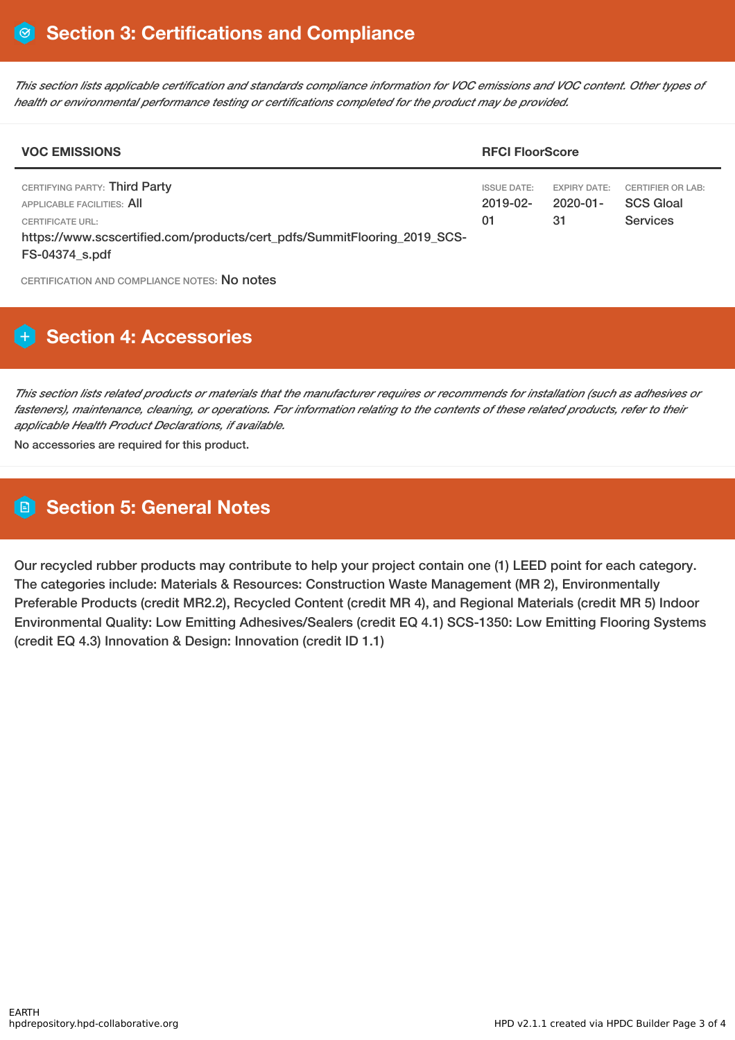## Section 3: Certifications and Compliance

*This section lists applicable certification and standards compliance information for VOC emissions and VOC content. Other types of health or environmental performance testing or certifications completed for the product may be provided.*

| VOC EMISSIONS | RFCI FloorScore | | |
|---|---|---|---|
| CERTIFYING PARTY: Third Party<br>APPLICABLE FACILITIES: All<br>CERTIFICATE URL:<br>https://www.scscertified.com/products/cert_pdfs/SummitFlooring_2019_SCS-FS-04374_s.pdf | ISSUE DATE:<br>2019-02-01 | EXPIRY DATE:<br>2020-01-31 | CERTIFIER OR LAB:<br>SCS Gloal Services |

CERTIFICATION AND COMPLIANCE NOTES: No notes

## Section 4: Accessories

*This section lists related products or materials that the manufacturer requires or recommends for installation (such as adhesives or fasteners), maintenance, cleaning, or operations. For information relating to the contents of these related products, refer to their applicable Health Product Declarations, if available.*

No accessories are required for this product.

## Section 5: General Notes

Our recycled rubber products may contribute to help your project contain one (1) LEED point for each category. The categories include: Materials & Resources: Construction Waste Management (MR 2), Environmentally Preferable Products (credit MR2.2), Recycled Content (credit MR 4), and Regional Materials (credit MR 5) Indoor Environmental Quality: Low Emitting Adhesives/Sealers (credit EQ 4.1) SCS-1350: Low Emitting Flooring Systems (credit EQ 4.3) Innovation & Design: Innovation (credit ID 1.1)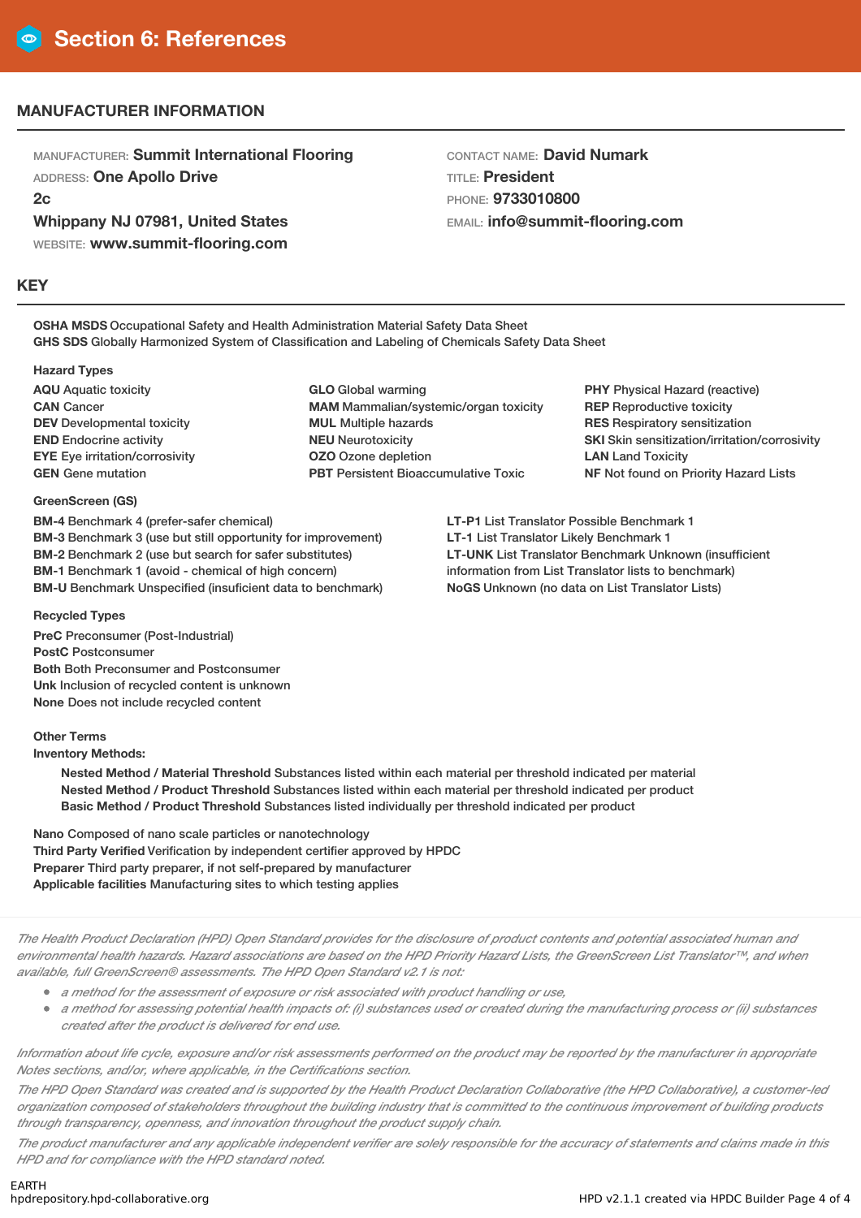# Section 6: References

## MANUFACTURER INFORMATION

MANUFACTURER: **Summit International Flooring**
ADDRESS: **One Apollo Drive**
**2c**
**Whippany NJ 07981, United States**
WEBSITE: **www.summit-flooring.com**

CONTACT NAME: **David Numark**
TITLE: **President**
PHONE: **9733010800**
EMAIL: **info@summit-flooring.com**

## KEY

**OSHA MSDS** Occupational Safety and Health Administration Material Safety Data Sheet
**GHS SDS** Globally Harmonized System of Classification and Labeling of Chemicals Safety Data Sheet

**Hazard Types**

**AQU** Aquatic toxicity
**CAN** Cancer
**DEV** Developmental toxicity
**END** Endocrine activity
**EYE** Eye irritation/corrosivity
**GEN** Gene mutation
**GLO** Global warming
**MAM** Mammalian/systemic/organ toxicity
**MUL** Multiple hazards
**NEU** Neurotoxicity
**OZO** Ozone depletion
**PBT** Persistent Bioaccumulative Toxic
**PHY** Physical Hazard (reactive)
**REP** Reproductive toxicity
**RES** Respiratory sensitization
**SKI** Skin sensitization/irritation/corrosivity
**LAN** Land Toxicity
**NF** Not found on Priority Hazard Lists

**GreenScreen (GS)**

**BM-4** Benchmark 4 (prefer-safer chemical)
**BM-3** Benchmark 3 (use but still opportunity for improvement)
**BM-2** Benchmark 2 (use but search for safer substitutes)
**BM-1** Benchmark 1 (avoid - chemical of high concern)
**BM-U** Benchmark Unspecified (insuficient data to benchmark)
**LT-P1** List Translator Possible Benchmark 1
**LT-1** List Translator Likely Benchmark 1
**LT-UNK** List Translator Benchmark Unknown (insufficient information from List Translator lists to benchmark)
**NoGS** Unknown (no data on List Translator Lists)

**Recycled Types**

**PreC** Preconsumer (Post-Industrial)
**PostC** Postconsumer
**Both** Both Preconsumer and Postconsumer
**Unk** Inclusion of recycled content is unknown
**None** Does not include recycled content

**Other Terms**
**Inventory Methods:**

- **Nested Method / Material Threshold** Substances listed within each material per threshold indicated per material
- **Nested Method / Product Threshold** Substances listed within each material per threshold indicated per product
- **Basic Method / Product Threshold** Substances listed individually per threshold indicated per product

**Nano** Composed of nano scale particles or nanotechnology
**Third Party Verified** Verification by independent certifier approved by HPDC
**Preparer** Third party preparer, if not self-prepared by manufacturer
**Applicable facilities** Manufacturing sites to which testing applies

*The Health Product Declaration (HPD) Open Standard provides for the disclosure of product contents and potential associated human and environmental health hazards. Hazard associations are based on the HPD Priority Hazard Lists, the GreenScreen List Translator™, and when available, full GreenScreen® assessments. The HPD Open Standard v2.1 is not:*

- *a method for the assessment of exposure or risk associated with product handling or use,*
- *a method for assessing potential health impacts of: (i) substances used or created during the manufacturing process or (ii) substances created after the product is delivered for end use.*

*Information about life cycle, exposure and/or risk assessments performed on the product may be reported by the manufacturer in appropriate Notes sections, and/or, where applicable, in the Certifications section.*

*The HPD Open Standard was created and is supported by the Health Product Declaration Collaborative (the HPD Collaborative), a customer-led organization composed of stakeholders throughout the building industry that is committed to the continuous improvement of building products through transparency, openness, and innovation throughout the product supply chain.*

*The product manufacturer and any applicable independent verifier are solely responsible for the accuracy of statements and claims made in this HPD and for compliance with the HPD standard noted.*